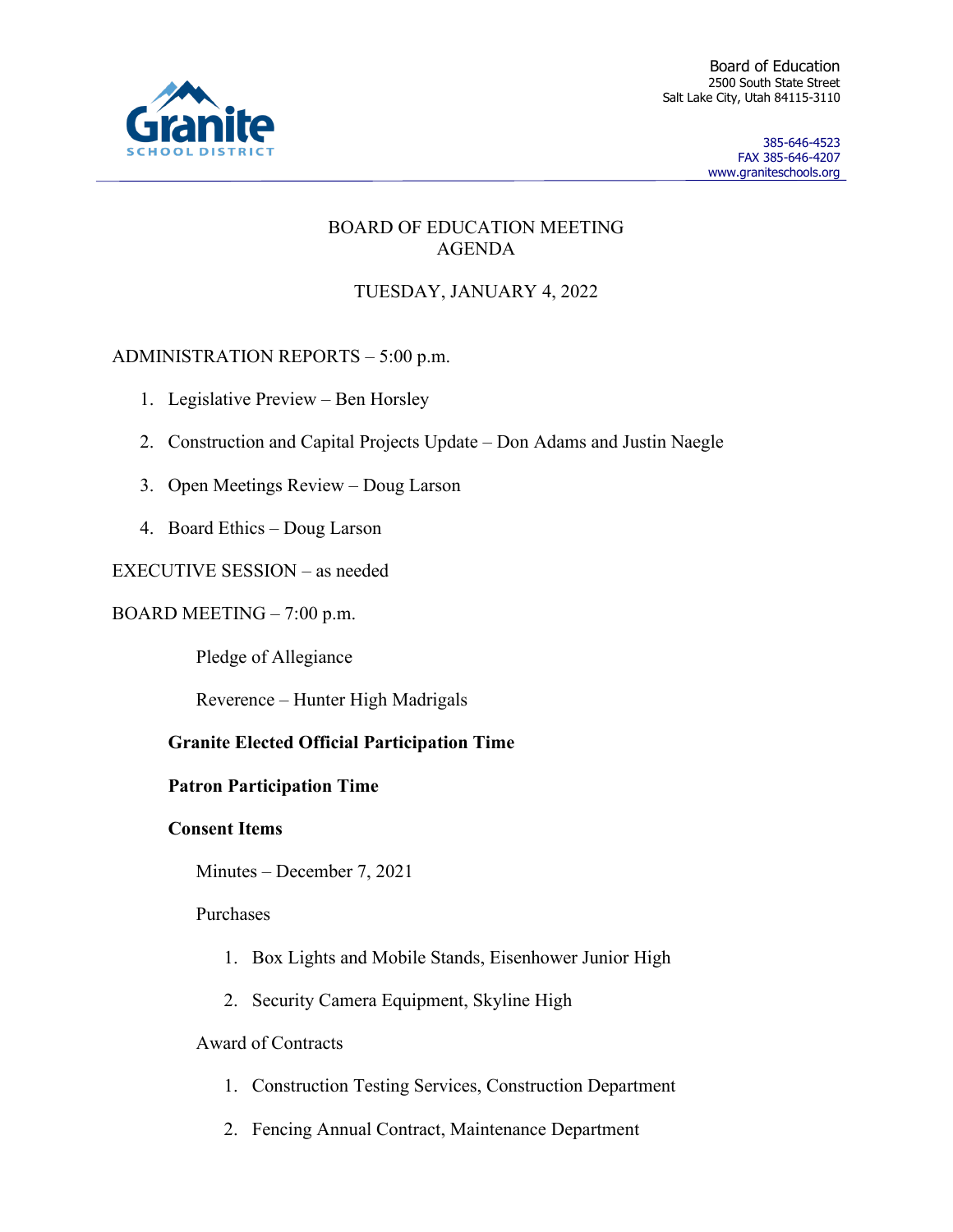Granite SCHOOL DISTRICT

Board of Education
2500 South State Street
Salt Lake City, Utah 84115-3110

385-646-4523
FAX 385-646-4207
www.graniteschools.org

# BOARD OF EDUCATION MEETING AGENDA

## TUESDAY, JANUARY 4, 2022

ADMINISTRATION REPORTS – 5:00 p.m.

1. Legislative Preview – Ben Horsley
2. Construction and Capital Projects Update – Don Adams and Justin Naegle
3. Open Meetings Review – Doug Larson
4. Board Ethics – Doug Larson

EXECUTIVE SESSION – as needed

BOARD MEETING – 7:00 p.m.

Pledge of Allegiance

Reverence – Hunter High Madrigals

**Granite Elected Official Participation Time**

**Patron Participation Time**

**Consent Items**

Minutes – December 7, 2021

Purchases

1. Box Lights and Mobile Stands, Eisenhower Junior High
2. Security Camera Equipment, Skyline High

Award of Contracts

1. Construction Testing Services, Construction Department
2. Fencing Annual Contract, Maintenance Department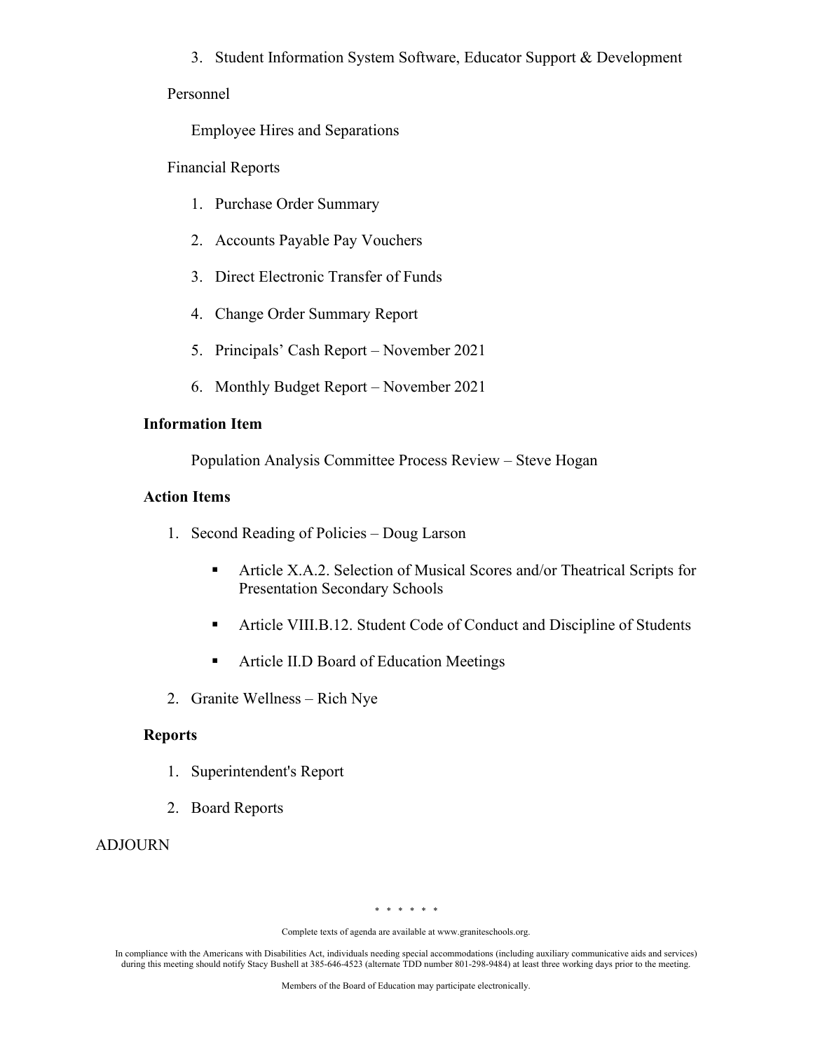3. Student Information System Software, Educator Support & Development

Personnel

Employee Hires and Separations

Financial Reports

1. Purchase Order Summary
2. Accounts Payable Pay Vouchers
3. Direct Electronic Transfer of Funds
4. Change Order Summary Report
5. Principals' Cash Report – November 2021
6. Monthly Budget Report – November 2021

**Information Item**

Population Analysis Committee Process Review – Steve Hogan

**Action Items**

1. Second Reading of Policies – Doug Larson
   - Article X.A.2. Selection of Musical Scores and/or Theatrical Scripts for Presentation Secondary Schools
   - Article VIII.B.12. Student Code of Conduct and Discipline of Students
   - Article II.D Board of Education Meetings
2. Granite Wellness – Rich Nye

**Reports**

1. Superintendent's Report
2. Board Reports

ADJOURN

\* \* \* \* \* \*

Complete texts of agenda are available at www.graniteschools.org.

In compliance with the Americans with Disabilities Act, individuals needing special accommodations (including auxiliary communicative aids and services) during this meeting should notify Stacy Bushell at 385-646-4523 (alternate TDD number 801-298-9484) at least three working days prior to the meeting.

Members of the Board of Education may participate electronically.